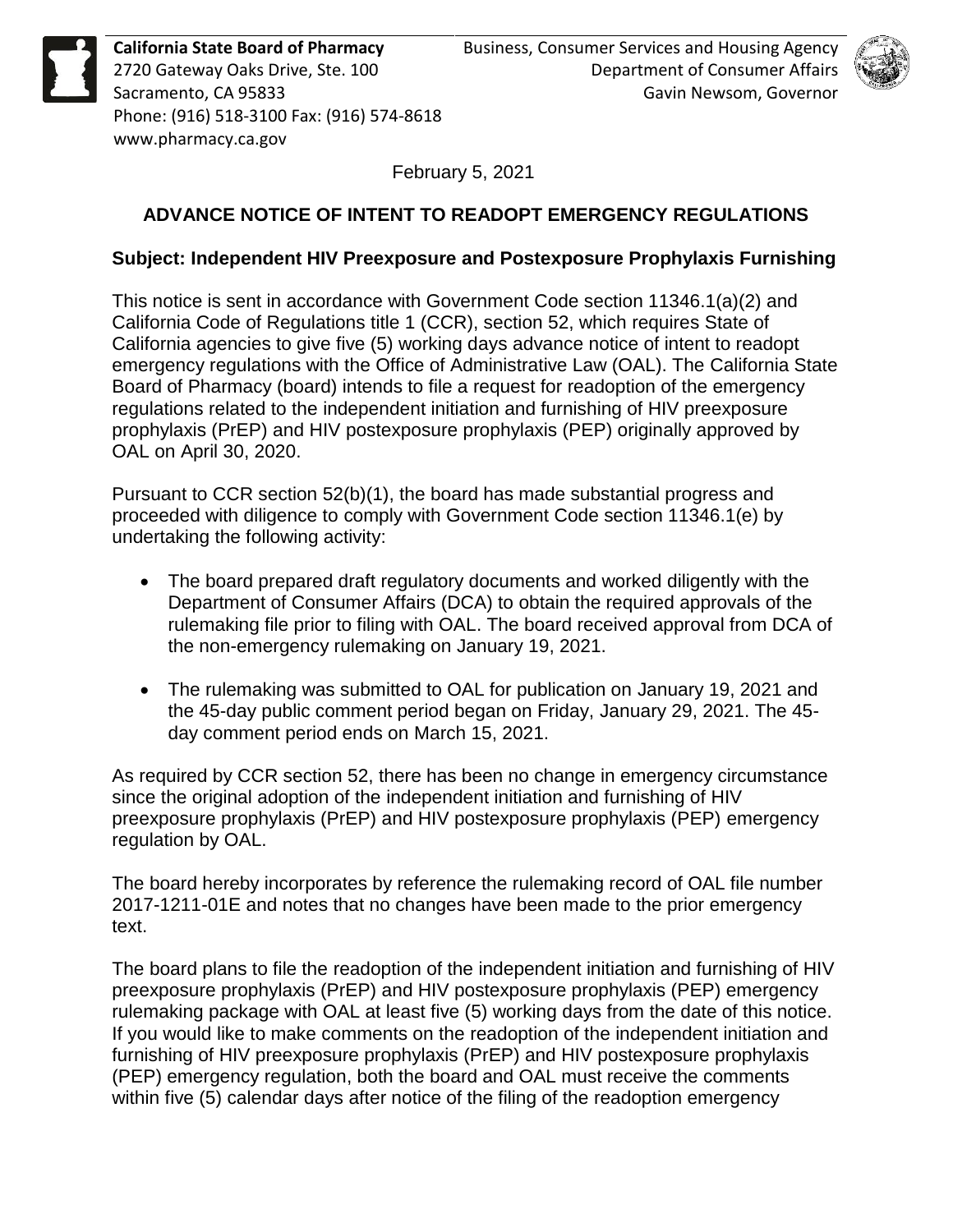**California State Board of Pharmacy**
2720 Gateway Oaks Drive, Ste. 100
Sacramento, CA 95833
Phone: (916) 518-3100 Fax: (916) 574-8618
www.pharmacy.ca.gov

Business, Consumer Services and Housing Agency
Department of Consumer Affairs
Gavin Newsom, Governor

February 5, 2021

**ADVANCE NOTICE OF INTENT TO READOPT EMERGENCY REGULATIONS**

**Subject: Independent HIV Preexposure and Postexposure Prophylaxis Furnishing**

This notice is sent in accordance with Government Code section 11346.1(a)(2) and California Code of Regulations title 1 (CCR), section 52, which requires State of California agencies to give five (5) working days advance notice of intent to readopt emergency regulations with the Office of Administrative Law (OAL). The California State Board of Pharmacy (board) intends to file a request for readoption of the emergency regulations related to the independent initiation and furnishing of HIV preexposure prophylaxis (PrEP) and HIV postexposure prophylaxis (PEP) originally approved by OAL on April 30, 2020.

Pursuant to CCR section 52(b)(1), the board has made substantial progress and proceeded with diligence to comply with Government Code section 11346.1(e) by undertaking the following activity:

- The board prepared draft regulatory documents and worked diligently with the Department of Consumer Affairs (DCA) to obtain the required approvals of the rulemaking file prior to filing with OAL. The board received approval from DCA of the non-emergency rulemaking on January 19, 2021.
- The rulemaking was submitted to OAL for publication on January 19, 2021 and the 45-day public comment period began on Friday, January 29, 2021. The 45-day comment period ends on March 15, 2021.

As required by CCR section 52, there has been no change in emergency circumstance since the original adoption of the independent initiation and furnishing of HIV preexposure prophylaxis (PrEP) and HIV postexposure prophylaxis (PEP) emergency regulation by OAL.

The board hereby incorporates by reference the rulemaking record of OAL file number 2017-1211-01E and notes that no changes have been made to the prior emergency text.

The board plans to file the readoption of the independent initiation and furnishing of HIV preexposure prophylaxis (PrEP) and HIV postexposure prophylaxis (PEP) emergency rulemaking package with OAL at least five (5) working days from the date of this notice. If you would like to make comments on the readoption of the independent initiation and furnishing of HIV preexposure prophylaxis (PrEP) and HIV postexposure prophylaxis (PEP) emergency regulation, both the board and OAL must receive the comments within five (5) calendar days after notice of the filing of the readoption emergency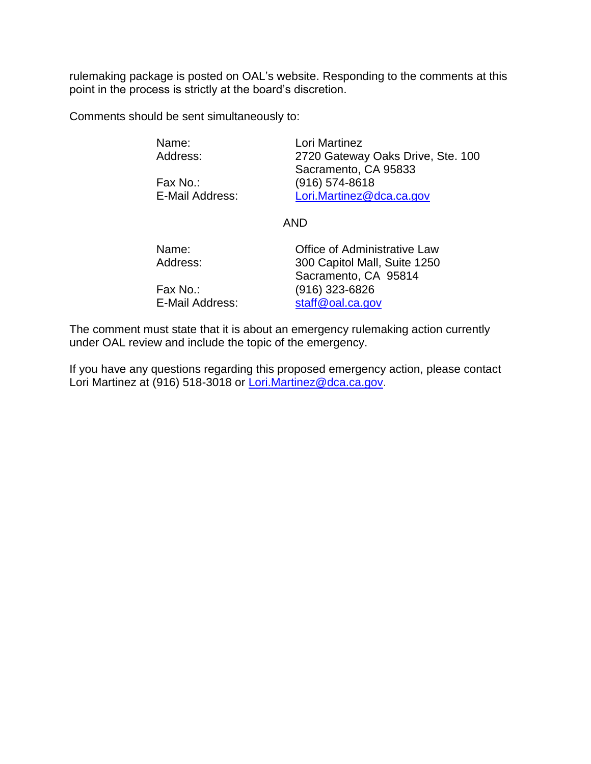rulemaking package is posted on OAL's website. Responding to the comments at this point in the process is strictly at the board's discretion.

Comments should be sent simultaneously to:

| | |
|---|---|
| Name: | Lori Martinez |
| Address: | 2720 Gateway Oaks Drive, Ste. 100<br>Sacramento, CA 95833 |
| Fax No.: | (916) 574-8618 |
| E-Mail Address: | Lori.Martinez@dca.ca.gov |

AND

| | |
|---|---|
| Name: | Office of Administrative Law |
| Address: | 300 Capitol Mall, Suite 1250<br>Sacramento, CA 95814 |
| Fax No.: | (916) 323-6826 |
| E-Mail Address: | staff@oal.ca.gov |

The comment must state that it is about an emergency rulemaking action currently under OAL review and include the topic of the emergency.

If you have any questions regarding this proposed emergency action, please contact Lori Martinez at (916) 518-3018 or Lori.Martinez@dca.ca.gov.